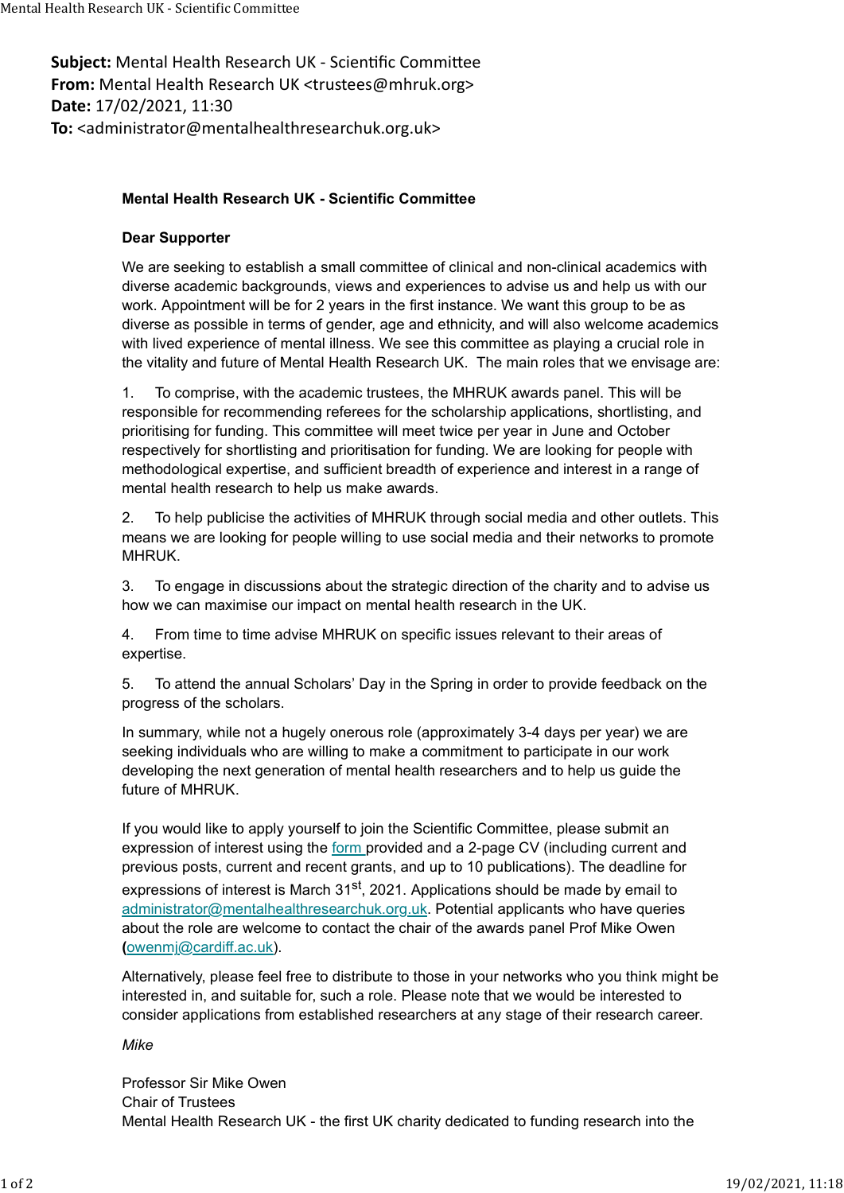**Subject:** Mental Health Research UK - Scientific Committee
**From:** Mental Health Research UK <trustees@mhruk.org>
**Date:** 17/02/2021, 11:30
**To:** <administrator@mentalhealthresearchuk.org.uk>

**Mental Health Research UK - Scientific Committee**

**Dear Supporter**

We are seeking to establish a small committee of clinical and non-clinical academics with diverse academic backgrounds, views and experiences to advise us and help us with our work. Appointment will be for 2 years in the first instance. We want this group to be as diverse as possible in terms of gender, age and ethnicity, and will also welcome academics with lived experience of mental illness. We see this committee as playing a crucial role in the vitality and future of Mental Health Research UK. The main roles that we envisage are:

1. To comprise, with the academic trustees, the MHRUK awards panel. This will be responsible for recommending referees for the scholarship applications, shortlisting, and prioritising for funding. This committee will meet twice per year in June and October respectively for shortlisting and prioritisation for funding. We are looking for people with methodological expertise, and sufficient breadth of experience and interest in a range of mental health research to help us make awards.

2. To help publicise the activities of MHRUK through social media and other outlets. This means we are looking for people willing to use social media and their networks to promote MHRUK.

3. To engage in discussions about the strategic direction of the charity and to advise us how we can maximise our impact on mental health research in the UK.

4. From time to time advise MHRUK on specific issues relevant to their areas of expertise.

5. To attend the annual Scholars' Day in the Spring in order to provide feedback on the progress of the scholars.

In summary, while not a hugely onerous role (approximately 3-4 days per year) we are seeking individuals who are willing to make a commitment to participate in our work developing the next generation of mental health researchers and to help us guide the future of MHRUK.

If you would like to apply yourself to join the Scientific Committee, please submit an expression of interest using the form provided and a 2-page CV (including current and previous posts, current and recent grants, and up to 10 publications). The deadline for expressions of interest is March 31st, 2021. Applications should be made by email to administrator@mentalhealthresearchuk.org.uk. Potential applicants who have queries about the role are welcome to contact the chair of the awards panel Prof Mike Owen (owenmj@cardiff.ac.uk).

Alternatively, please feel free to distribute to those in your networks who you think might be interested in, and suitable for, such a role. Please note that we would be interested to consider applications from established researchers at any stage of their research career.

*Mike*

Professor Sir Mike Owen
Chair of Trustees
Mental Health Research UK - the first UK charity dedicated to funding research into the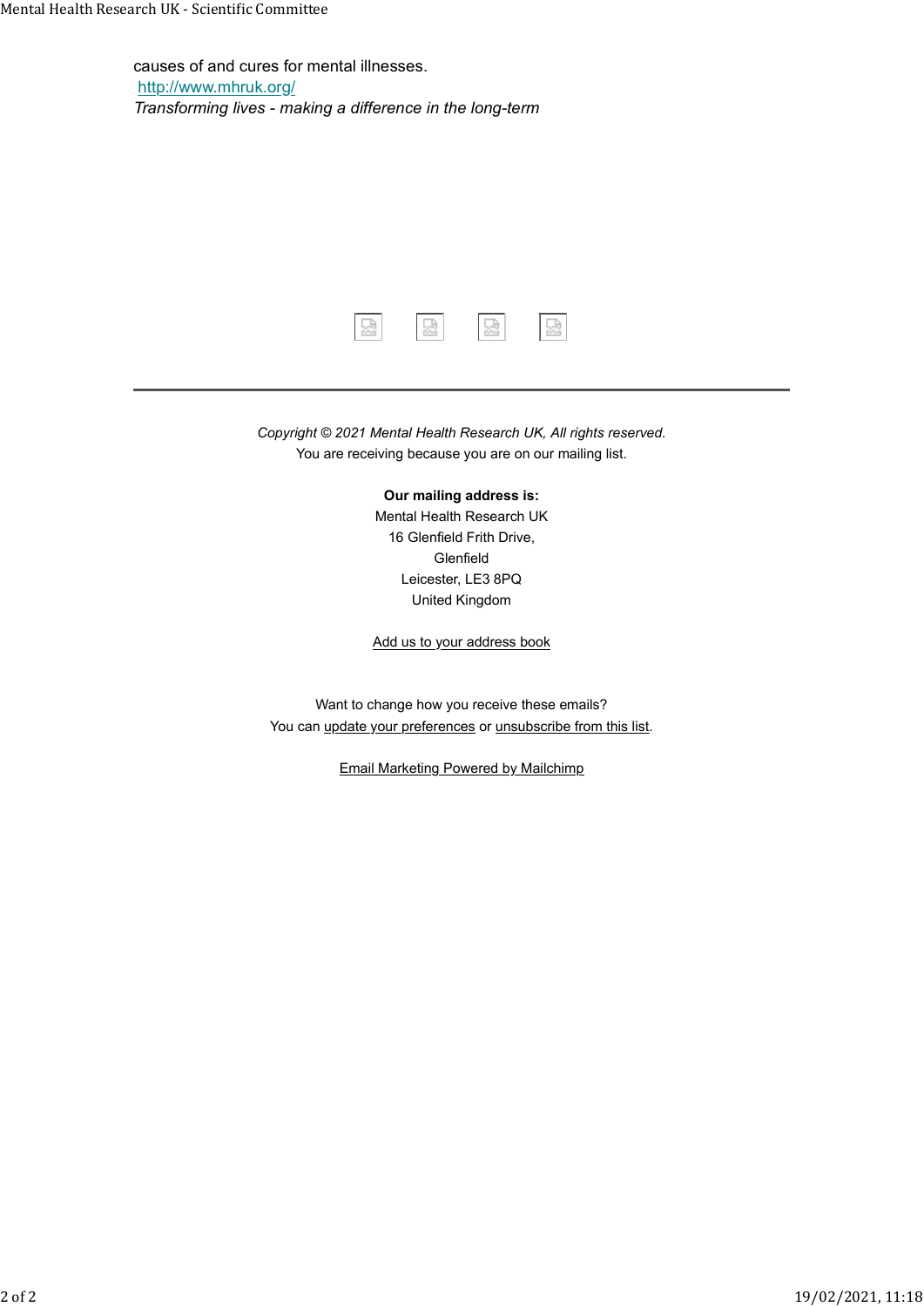causes of and cures for mental illnesses.
http://www.mhruk.org/
*Transforming lives - making a difference in the long-term*

---

*Copyright © 2021 Mental Health Research UK, All rights reserved.*
You are receiving because you are on our mailing list.

**Our mailing address is:**
Mental Health Research UK
16 Glenfield Frith Drive,
Glenfield
Leicester, LE3 8PQ
United Kingdom

Add us to your address book

Want to change how you receive these emails?
You can update your preferences or unsubscribe from this list.

Email Marketing Powered by Mailchimp